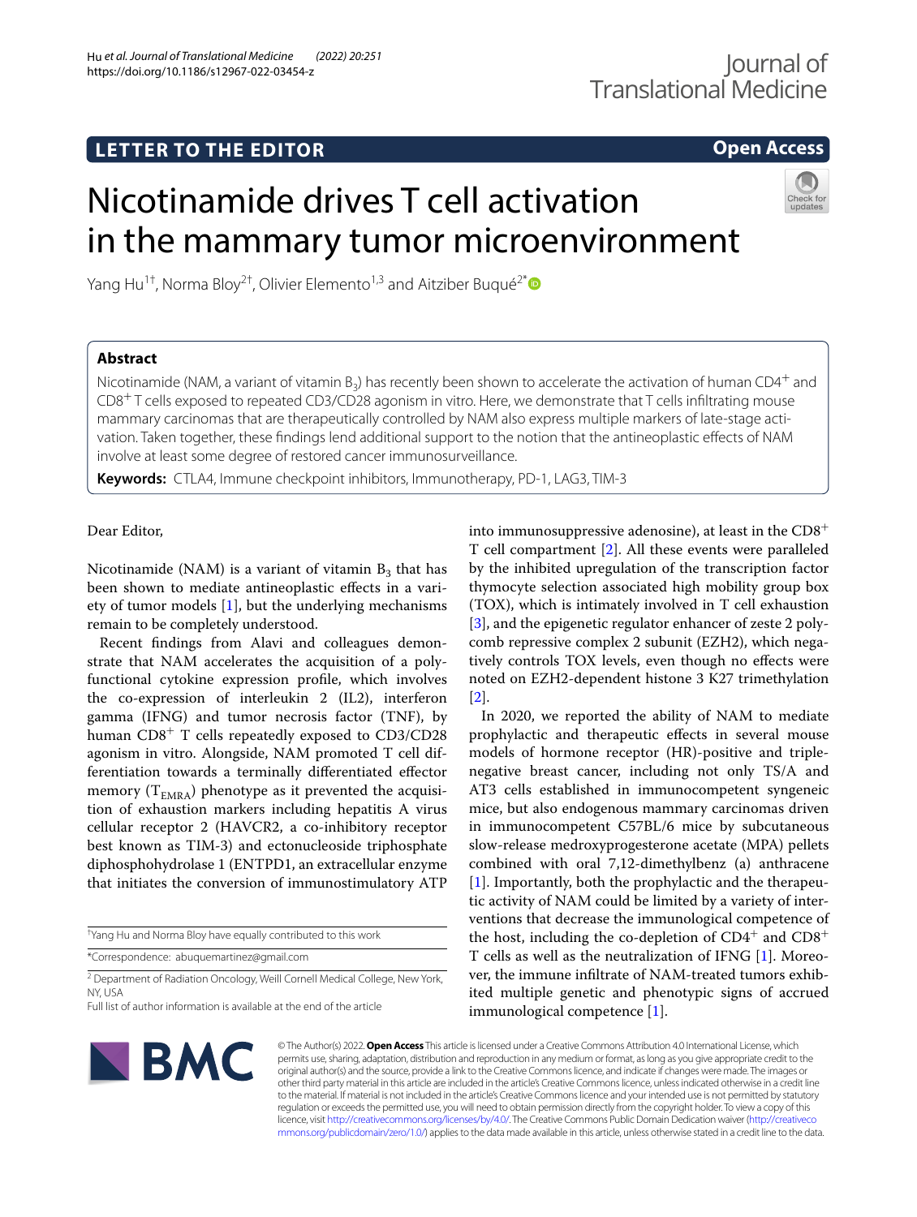LETTER TO THE EDITOR

Open Access

# Nicotinamide drives T cell activation in the mammary tumor microenvironment

Yang Hu[1†], Norma Bloy[2†], Olivier Elemento[1,3] and Aitziber Buqué[2*]

## Abstract

Nicotinamide (NAM, a variant of vitamin $B_3$) has recently been shown to accelerate the activation of human $CD4^+$ and $CD8^+$ T cells exposed to repeated CD3/CD28 agonism in vitro. Here, we demonstrate that T cells infiltrating mouse mammary carcinomas that are therapeutically controlled by NAM also express multiple markers of late-stage activation. Taken together, these findings lend additional support to the notion that the antineoplastic effects of NAM involve at least some degree of restored cancer immunosurveillance.

**Keywords:** CTLA4, Immune checkpoint inhibitors, Immunotherapy, PD-1, LAG3, TIM-3

Dear Editor,

Nicotinamide (NAM) is a variant of vitamin $B_3$ that has been shown to mediate antineoplastic effects in a variety of tumor models [1], but the underlying mechanisms remain to be completely understood.

Recent findings from Alavi and colleagues demonstrate that NAM accelerates the acquisition of a polyfunctional cytokine expression profile, which involves the co-expression of interleukin 2 (IL2), interferon gamma (IFNG) and tumor necrosis factor (TNF), by human $CD8^+$ T cells repeatedly exposed to CD3/CD28 agonism in vitro. Alongside, NAM promoted T cell differentiation towards a terminally differentiated effector memory ($T_{EMRA}$) phenotype as it prevented the acquisition of exhaustion markers including hepatitis A virus cellular receptor 2 (HAVCR2, a co-inhibitory receptor best known as TIM-3) and ectonucleoside triphosphate diphosphohydrolase 1 (ENTPD1, an extracellular enzyme that initiates the conversion of immunostimulatory ATP into immunosuppressive adenosine), at least in the $CD8^+$ T cell compartment [2]. All these events were paralleled by the inhibited upregulation of the transcription factor thymocyte selection associated high mobility group box (TOX), which is intimately involved in T cell exhaustion [3], and the epigenetic regulator enhancer of zeste 2 polycomb repressive complex 2 subunit (EZH2), which negatively controls TOX levels, even though no effects were noted on EZH2-dependent histone 3 K27 trimethylation [2].

In 2020, we reported the ability of NAM to mediate prophylactic and therapeutic effects in several mouse models of hormone receptor (HR)-positive and triple-negative breast cancer, including not only TS/A and AT3 cells established in immunocompetent syngeneic mice, but also endogenous mammary carcinomas driven in immunocompetent C57BL/6 mice by subcutaneous slow-release medroxyprogesterone acetate (MPA) pellets combined with oral 7,12-dimethylbenz (a) anthracene [1]. Importantly, both the prophylactic and the therapeutic activity of NAM could be limited by a variety of interventions that decrease the immunological competence of the host, including the co-depletion of $CD4^+$ and $CD8^+$ T cells as well as the neutralization of IFNG [1]. Moreover, the immune infiltrate of NAM-treated tumors exhibited multiple genetic and phenotypic signs of accrued immunological competence [1].

†Yang Hu and Norma Bloy have equally contributed to this work

*Correspondence: abuquemartinez@gmail.com

[2] Department of Radiation Oncology, Weill Cornell Medical College, New York, NY, USA

Full list of author information is available at the end of the article

© The Author(s) 2022. **Open Access** This article is licensed under a Creative Commons Attribution 4.0 International License, which permits use, sharing, adaptation, distribution and reproduction in any medium or format, as long as you give appropriate credit to the original author(s) and the source, provide a link to the Creative Commons licence, and indicate if changes were made. The images or other third party material in this article are included in the article's Creative Commons licence, unless indicated otherwise in a credit line to the material. If material is not included in the article's Creative Commons licence and your intended use is not permitted by statutory regulation or exceeds the permitted use, you will need to obtain permission directly from the copyright holder. To view a copy of this licence, visit http://creativecommons.org/licenses/by/4.0/. The Creative Commons Public Domain Dedication waiver (http://creativecommons.org/publicdomain/zero/1.0/) applies to the data made available in this article, unless otherwise stated in a credit line to the data.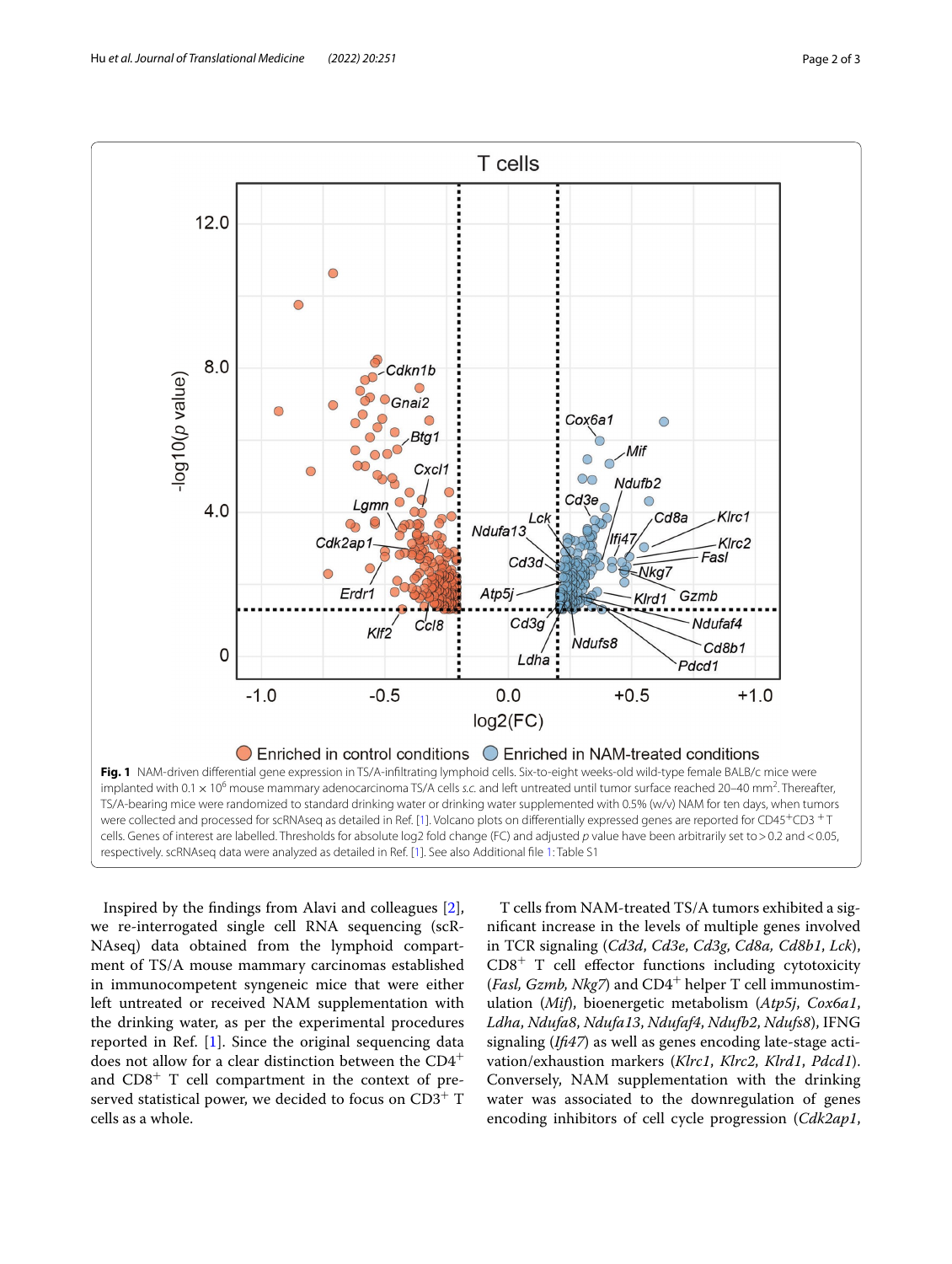**Fig. 1** NAM-driven differential gene expression in TS/A-infiltrating lymphoid cells. Six-to-eight weeks-old wild-type female BALB/c mice were implanted with $0.1 \times 10^6$ mouse mammary adenocarcinoma TS/A cells s.c. and left untreated until tumor surface reached 20–40 $mm^2$. Thereafter, TS/A-bearing mice were randomized to standard drinking water or drinking water supplemented with 0.5% (w/v) NAM for ten days, when tumors were collected and processed for scRNAseq as detailed in Ref. [1]. Volcano plots on differentially expressed genes are reported for CD45$^+$CD3$^+$ T cells. Genes of interest are labelled. Thresholds for absolute log2 fold change (FC) and adjusted $p$ value have been arbitrarily set to > 0.2 and < 0.05, respectively. scRNAseq data were analyzed as detailed in Ref. [1]. See also Additional file 1: Table S1

Inspired by the findings from Alavi and colleagues [2], we re-interrogated single cell RNA sequencing (scRNAseq) data obtained from the lymphoid compartment of TS/A mouse mammary carcinomas established in immunocompetent syngeneic mice that were either left untreated or received NAM supplementation with the drinking water, as per the experimental procedures reported in Ref. [1]. Since the original sequencing data does not allow for a clear distinction between the CD4$^+$ and CD8$^+$ T cell compartment in the context of preserved statistical power, we decided to focus on CD3$^+$ T cells as a whole.

T cells from NAM-treated TS/A tumors exhibited a significant increase in the levels of multiple genes involved in TCR signaling (*Cd3d*, *Cd3e*, *Cd3g*, *Cd8a*, *Cd8b1*, *Lck*), CD8$^+$ T cell effector functions including cytotoxicity (*Fasl, Gzmb, Nkg7*) and CD4$^+$ helper T cell immunostimulation (*Mif*), bioenergetic metabolism (*Atp5j*, *Cox6a1*, *Ldha*, *Ndufa8*, *Ndufa13*, *Ndufaf4*, *Ndufb2*, *Ndufs8*), IFNG signaling (*Ifi47*) as well as genes encoding late-stage activation/exhaustion markers (*Klrc1*, *Klrc2*, *Klrd1*, *Pdcd1*). Conversely, NAM supplementation with the drinking water was associated to the downregulation of genes encoding inhibitors of cell cycle progression (*Cdk2ap1*,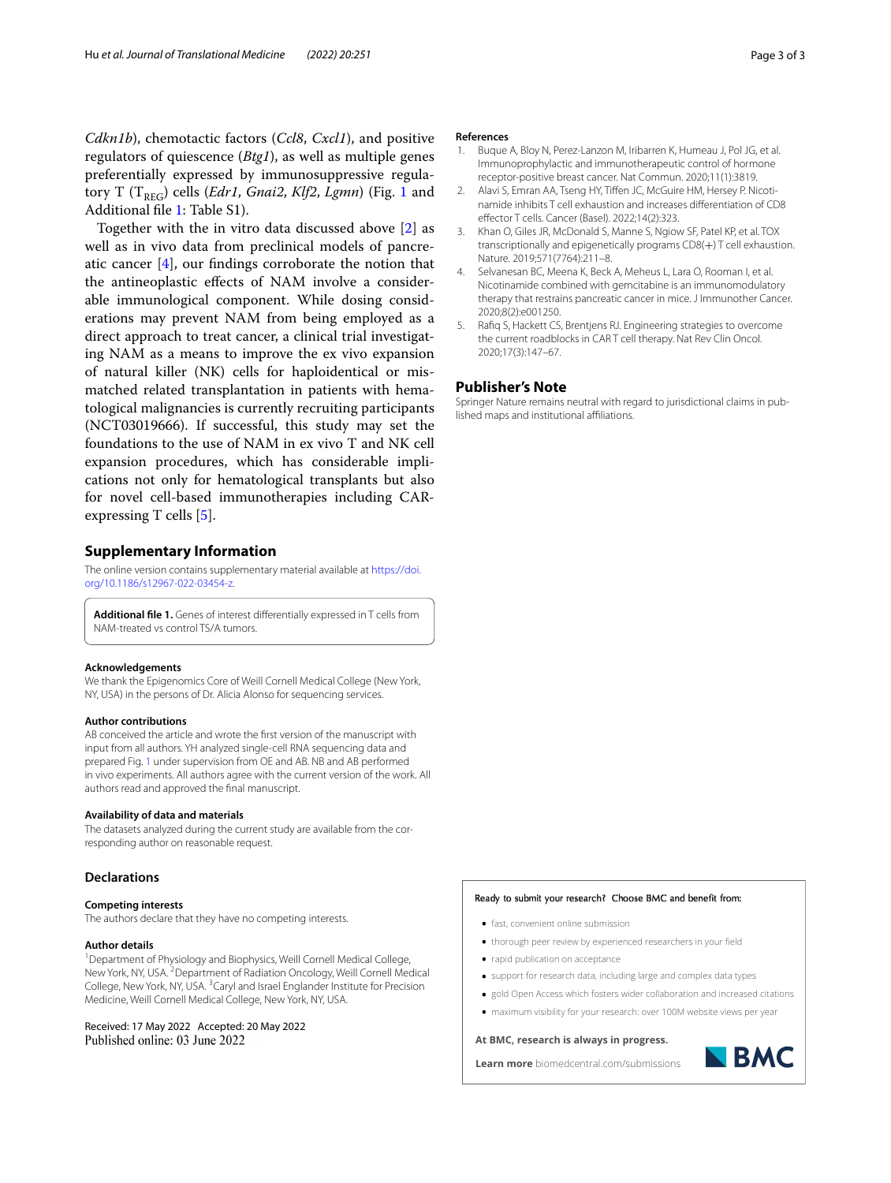*Cdkn1b*), chemotactic factors (*Ccl8*, *Cxcl1*), and positive regulators of quiescence (*Btg1*), as well as multiple genes preferentially expressed by immunosuppressive regulatory T ($T_{REG}$) cells (*Edr1*, *Gnai2*, *Klf2*, *Lgmn*) (Fig. 1 and Additional file 1: Table S1).

Together with the in vitro data discussed above [2] as well as in vivo data from preclinical models of pancreatic cancer [4], our findings corroborate the notion that the antineoplastic effects of NAM involve a considerable immunological component. While dosing considerations may prevent NAM from being employed as a direct approach to treat cancer, a clinical trial investigating NAM as a means to improve the ex vivo expansion of natural killer (NK) cells for haploidentical or mismatched related transplantation in patients with hematological malignancies is currently recruiting participants (NCT03019666). If successful, this study may set the foundations to the use of NAM in ex vivo T and NK cell expansion procedures, which has considerable implications not only for hematological transplants but also for novel cell-based immunotherapies including CAR-expressing T cells [5].

## Supplementary Information

The online version contains supplementary material available at https://doi.org/10.1186/s12967-022-03454-z.

**Additional file 1.** Genes of interest differentially expressed in T cells from NAM-treated vs control TS/A tumors.

#### Acknowledgements

We thank the Epigenomics Core of Weill Cornell Medical College (New York, NY, USA) in the persons of Dr. Alicia Alonso for sequencing services.

#### Author contributions

AB conceived the article and wrote the first version of the manuscript with input from all authors. YH analyzed single-cell RNA sequencing data and prepared Fig. 1 under supervision from OE and AB. NB and AB performed in vivo experiments. All authors agree with the current version of the work. All authors read and approved the final manuscript.

#### Availability of data and materials

The datasets analyzed during the current study are available from the corresponding author on reasonable request.

## Declarations

#### Competing interests

The authors declare that they have no competing interests.

#### Author details

[1]Department of Physiology and Biophysics, Weill Cornell Medical College, New York, NY, USA. [2]Department of Radiation Oncology, Weill Cornell Medical College, New York, NY, USA. [3]Caryl and Israel Englander Institute for Precision Medicine, Weill Cornell Medical College, New York, NY, USA.

Received: 17 May 2022 Accepted: 20 May 2022
Published online: 03 June 2022

#### References

1. Buque A, Bloy N, Perez-Lanzon M, Iribarren K, Humeau J, Pol JG, et al. Immunoprophylactic and immunotherapeutic control of hormone receptor-positive breast cancer. Nat Commun. 2020;11(1):3819.
2. Alavi S, Emran AA, Tseng HY, Tiffen JC, McGuire HM, Hersey P. Nicotinamide inhibits T cell exhaustion and increases differentiation of CD8 effector T cells. Cancer (Basel). 2022;14(2):323.
3. Khan O, Giles JR, McDonald S, Manne S, Ngiow SF, Patel KP, et al. TOX transcriptionally and epigenetically programs CD8(+) T cell exhaustion. Nature. 2019;571(7764):211–8.
4. Selvanesan BC, Meena K, Beck A, Meheus L, Lara O, Rooman I, et al. Nicotinamide combined with gemcitabine is an immunomodulatory therapy that restrains pancreatic cancer in mice. J Immunother Cancer. 2020;8(2):e001250.
5. Rafiq S, Hackett CS, Brentjens RJ. Engineering strategies to overcome the current roadblocks in CAR T cell therapy. Nat Rev Clin Oncol. 2020;17(3):147–67.

## Publisher's Note

Springer Nature remains neutral with regard to jurisdictional claims in published maps and institutional affiliations.

Ready to submit your research? Choose BMC and benefit from:

- fast, convenient online submission
- thorough peer review by experienced researchers in your field
- rapid publication on acceptance
- support for research data, including large and complex data types
- gold Open Access which fosters wider collaboration and increased citations
- maximum visibility for your research: over 100M website views per year

**At BMC, research is always in progress.**

**Learn more** biomedcentral.com/submissions

BMC